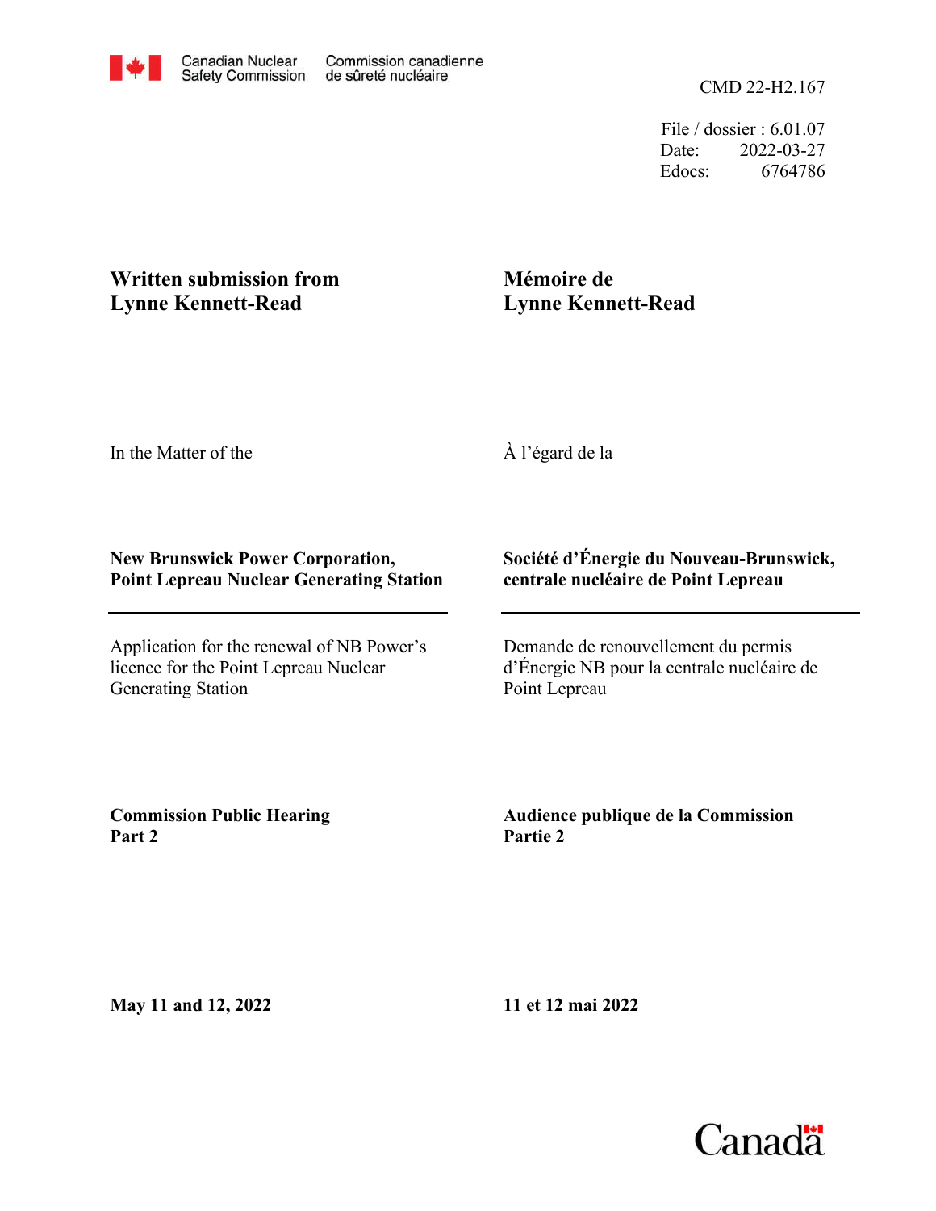Canadian Nuclear Safety Commission | Commission canadienne de sûreté nucléaire

CMD 22-H2.167

File / dossier : 6.01.07
Date: 2022-03-27
Edocs: 6764786

**Written submission from Lynne Kennett-Read**

**Mémoire de Lynne Kennett-Read**

In the Matter of the

À l'égard de la

**New Brunswick Power Corporation, Point Lepreau Nuclear Generating Station**

**Société d'Énergie du Nouveau-Brunswick, centrale nucléaire de Point Lepreau**

Application for the renewal of NB Power's licence for the Point Lepreau Nuclear Generating Station

Demande de renouvellement du permis d'Énergie NB pour la centrale nucléaire de Point Lepreau

**Commission Public Hearing Part 2**

**Audience publique de la Commission Partie 2**

**May 11 and 12, 2022**

**11 et 12 mai 2022**

Canada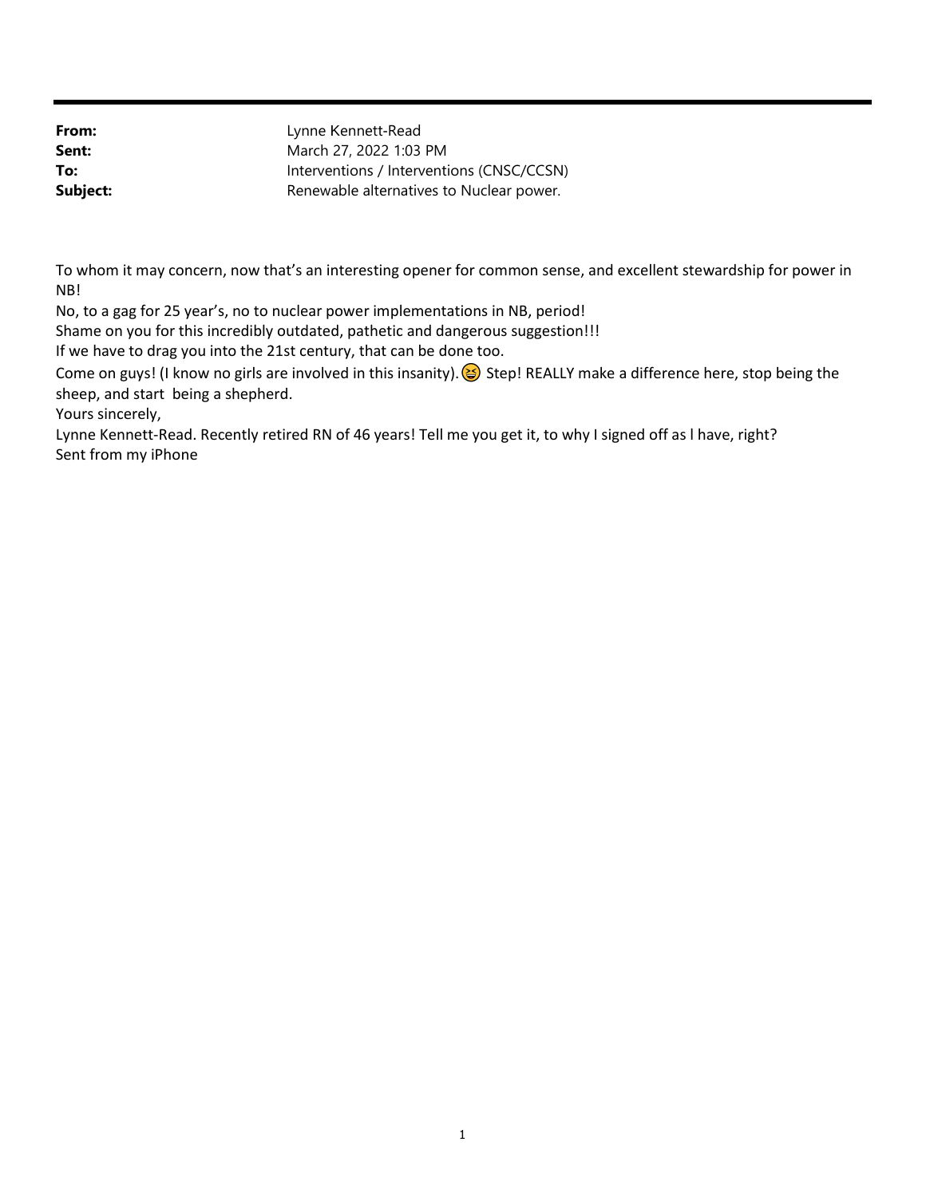**From:** Lynne Kennett-Read
**Sent:** March 27, 2022 1:03 PM
**To:** Interventions / Interventions (CNSC/CCSN)
**Subject:** Renewable alternatives to Nuclear power.

To whom it may concern, now that's an interesting opener for common sense, and excellent stewardship for power in NB!
No, to a gag for 25 year's, no to nuclear power implementations in NB, period!
Shame on you for this incredibly outdated, pathetic and dangerous suggestion!!!
If we have to drag you into the 21st century, that can be done too.
Come on guys! (I know no girls are involved in this insanity).😆 Step! REALLY make a difference here, stop being the sheep, and start being a shepherd.
Yours sincerely,
Lynne Kennett-Read. Recently retired RN of 46 years! Tell me you get it, to why I signed off as l have, right?
Sent from my iPhone